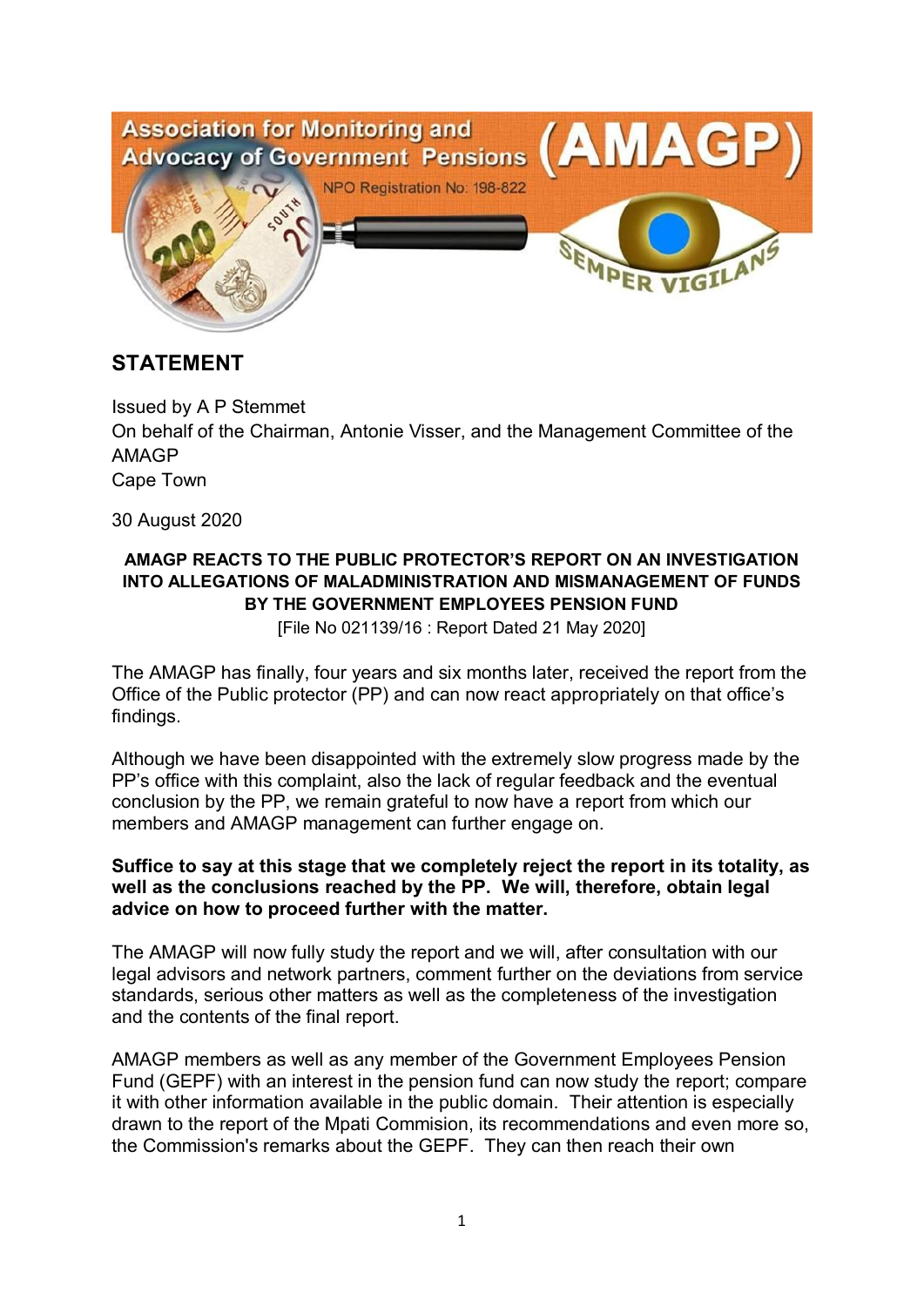Association for Monitoring and Advocacy of Government Pensions (AMAGP)

NPO Registration No: 198-822

SEMPER VIGILANS

## STATEMENT

Issued by A P Stemmet
On behalf of the Chairman, Antonie Visser, and the Management Committee of the AMAGP
Cape Town

30 August 2020

**AMAGP REACTS TO THE PUBLIC PROTECTOR'S REPORT ON AN INVESTIGATION INTO ALLEGATIONS OF MALADMINISTRATION AND MISMANAGEMENT OF FUNDS BY THE GOVERNMENT EMPLOYEES PENSION FUND**

[File No 021139/16 : Report Dated 21 May 2020]

The AMAGP has finally, four years and six months later, received the report from the Office of the Public protector (PP) and can now react appropriately on that office's findings.

Although we have been disappointed with the extremely slow progress made by the PP's office with this complaint, also the lack of regular feedback and the eventual conclusion by the PP, we remain grateful to now have a report from which our members and AMAGP management can further engage on.

**Suffice to say at this stage that we completely reject the report in its totality, as well as the conclusions reached by the PP. We will, therefore, obtain legal advice on how to proceed further with the matter.**

The AMAGP will now fully study the report and we will, after consultation with our legal advisors and network partners, comment further on the deviations from service standards, serious other matters as well as the completeness of the investigation and the contents of the final report.

AMAGP members as well as any member of the Government Employees Pension Fund (GEPF) with an interest in the pension fund can now study the report; compare it with other information available in the public domain. Their attention is especially drawn to the report of the Mpati Commision, its recommendations and even more so, the Commission's remarks about the GEPF. They can then reach their own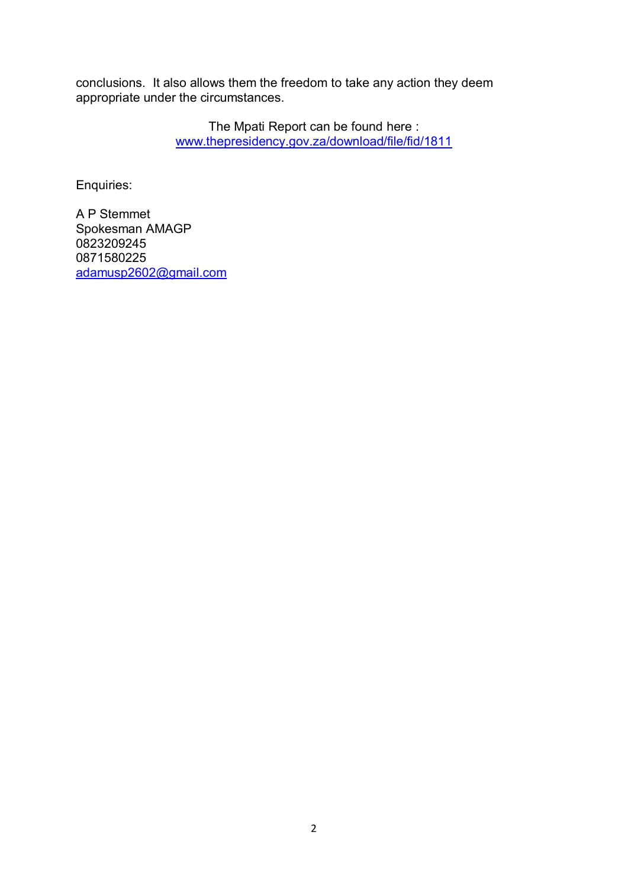conclusions. It also allows them the freedom to take any action they deem appropriate under the circumstances.

The Mpati Report can be found here : [www.thepresidency.gov.za/download/file/fid/1811](http://www.thepresidency.gov.za/download/file/fid/1811)

Enquiries:

A P Stemmet
Spokesman AMAGP
0823209245
0871580225
[adamusp2602@gmail.com](mailto:adamusp2602@gmail.com)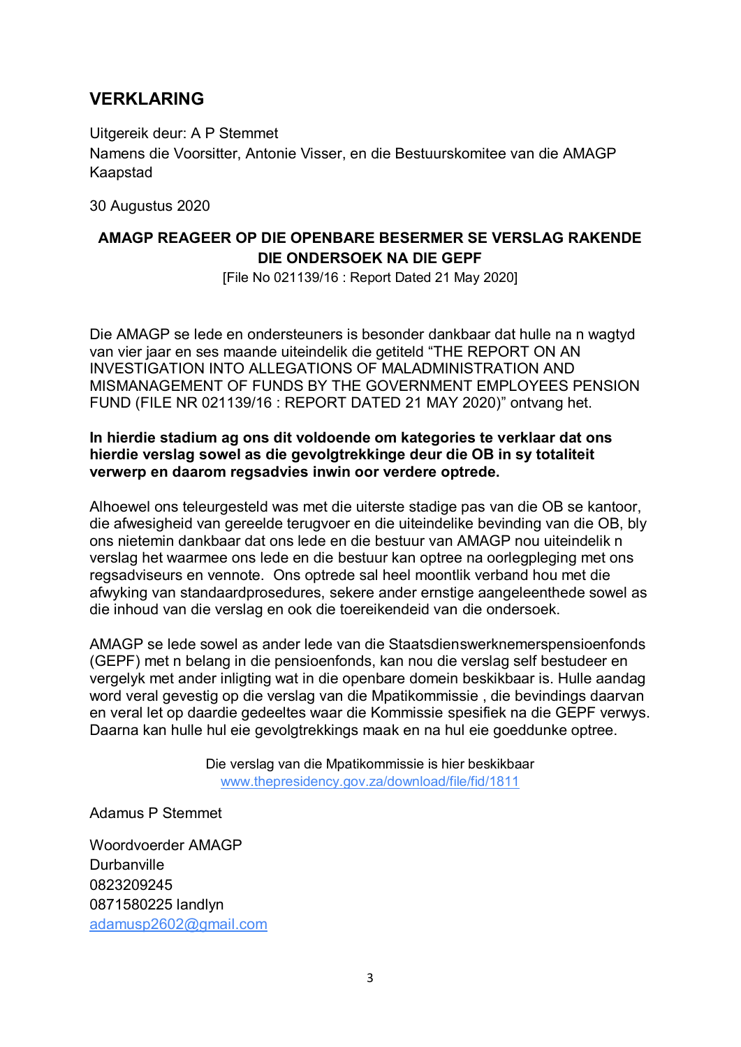## VERKLARING

Uitgereik deur: A P Stemmet
Namens die Voorsitter, Antonie Visser, en die Bestuurskomitee van die AMAGP
Kaapstad

30 Augustus 2020

**AMAGP REAGEER OP DIE OPENBARE BESERMER SE VERSLAG RAKENDE DIE ONDERSOEK NA DIE GEPF**

[File No 021139/16 : Report Dated 21 May 2020]

Die AMAGP se lede en ondersteuners is besonder dankbaar dat hulle na n wagtyd van vier jaar en ses maande uiteindelik die getiteld "THE REPORT ON AN INVESTIGATION INTO ALLEGATIONS OF MALADMINISTRATION AND MISMANAGEMENT OF FUNDS BY THE GOVERNMENT EMPLOYEES PENSION FUND (FILE NR 021139/16 : REPORT DATED 21 MAY 2020)" ontvang het.

**In hierdie stadium ag ons dit voldoende om kategories te verklaar dat ons hierdie verslag sowel as die gevolgtrekkinge deur die OB in sy totaliteit verwerp en daarom regsadvies inwin oor verdere optrede.**

Alhoewel ons teleurgesteld was met die uiterste stadige pas van die OB se kantoor, die afwesigheid van gereelde terugvoer en die uiteindelike bevinding van die OB, bly ons nietemin dankbaar dat ons lede en die bestuur van AMAGP nou uiteindelik n verslag het waarmee ons lede en die bestuur kan optree na oorlegpleging met ons regsadviseurs en vennote. Ons optrede sal heel moontlik verband hou met die afwyking van standaardprosedures, sekere ander ernstige aangeleenthede sowel as die inhoud van die verslag en ook die toereikendeid van die ondersoek.

AMAGP se lede sowel as ander lede van die Staatsdienswerknemerspensioenfonds (GEPF) met n belang in die pensioenfonds, kan nou die verslag self bestudeer en vergelyk met ander inligting wat in die openbare domein beskikbaar is. Hulle aandag word veral gevestig op die verslag van die Mpatikommissie , die bevindings daarvan en veral let op daardie gedeeltes waar die Kommissie spesifiek na die GEPF verwys. Daarna kan hulle hul eie gevolgtrekkings maak en na hul eie goeddunke optree.

Die verslag van die Mpatikommissie is hier beskikbaar
www.thepresidency.gov.za/download/file/fid/1811

Adamus P Stemmet

Woordvoerder AMAGP
Durbanville
0823209245
0871580225 landlyn
adamusp2602@gmail.com